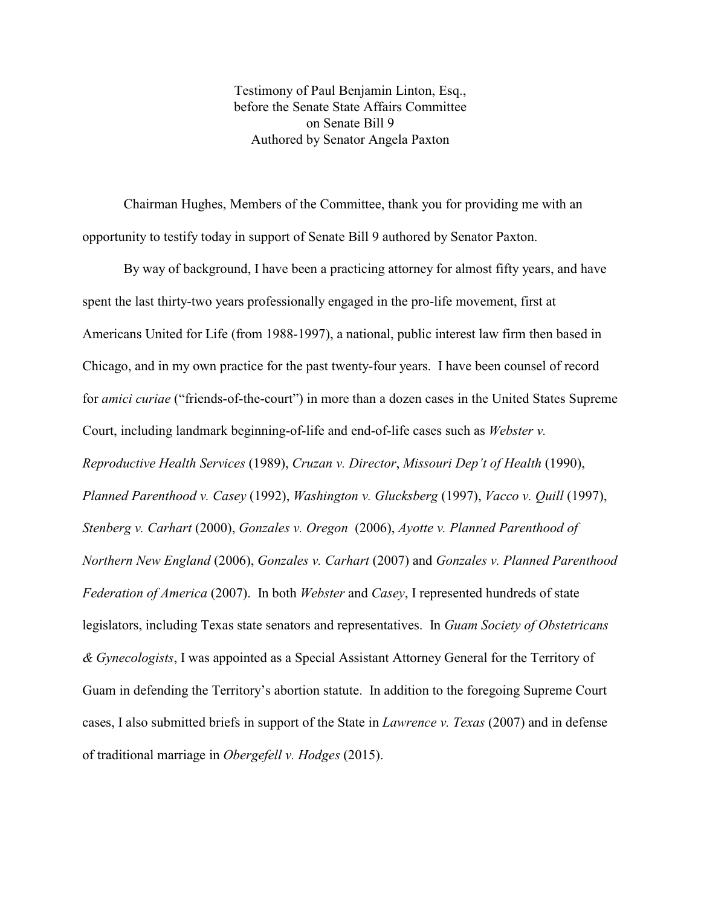Testimony of Paul Benjamin Linton, Esq.,
before the Senate State Affairs Committee
on Senate Bill 9
Authored by Senator Angela Paxton

Chairman Hughes, Members of the Committee, thank you for providing me with an opportunity to testify today in support of Senate Bill 9 authored by Senator Paxton.

By way of background, I have been a practicing attorney for almost fifty years, and have spent the last thirty-two years professionally engaged in the pro-life movement, first at Americans United for Life (from 1988-1997), a national, public interest law firm then based in Chicago, and in my own practice for the past twenty-four years. I have been counsel of record for *amici curiae* ("friends-of-the-court") in more than a dozen cases in the United States Supreme Court, including landmark beginning-of-life and end-of-life cases such as *Webster v. Reproductive Health Services* (1989), *Cruzan v. Director*, *Missouri Dep't of Health* (1990), *Planned Parenthood v. Casey* (1992), *Washington v. Glucksberg* (1997), *Vacco v. Quill* (1997), *Stenberg v. Carhart* (2000), *Gonzales v. Oregon* (2006), *Ayotte v. Planned Parenthood of Northern New England* (2006), *Gonzales v. Carhart* (2007) and *Gonzales v. Planned Parenthood Federation of America* (2007). In both *Webster* and *Casey*, I represented hundreds of state legislators, including Texas state senators and representatives. In *Guam Society of Obstetricans & Gynecologists*, I was appointed as a Special Assistant Attorney General for the Territory of Guam in defending the Territory's abortion statute. In addition to the foregoing Supreme Court cases, I also submitted briefs in support of the State in *Lawrence v. Texas* (2007) and in defense of traditional marriage in *Obergefell v. Hodges* (2015).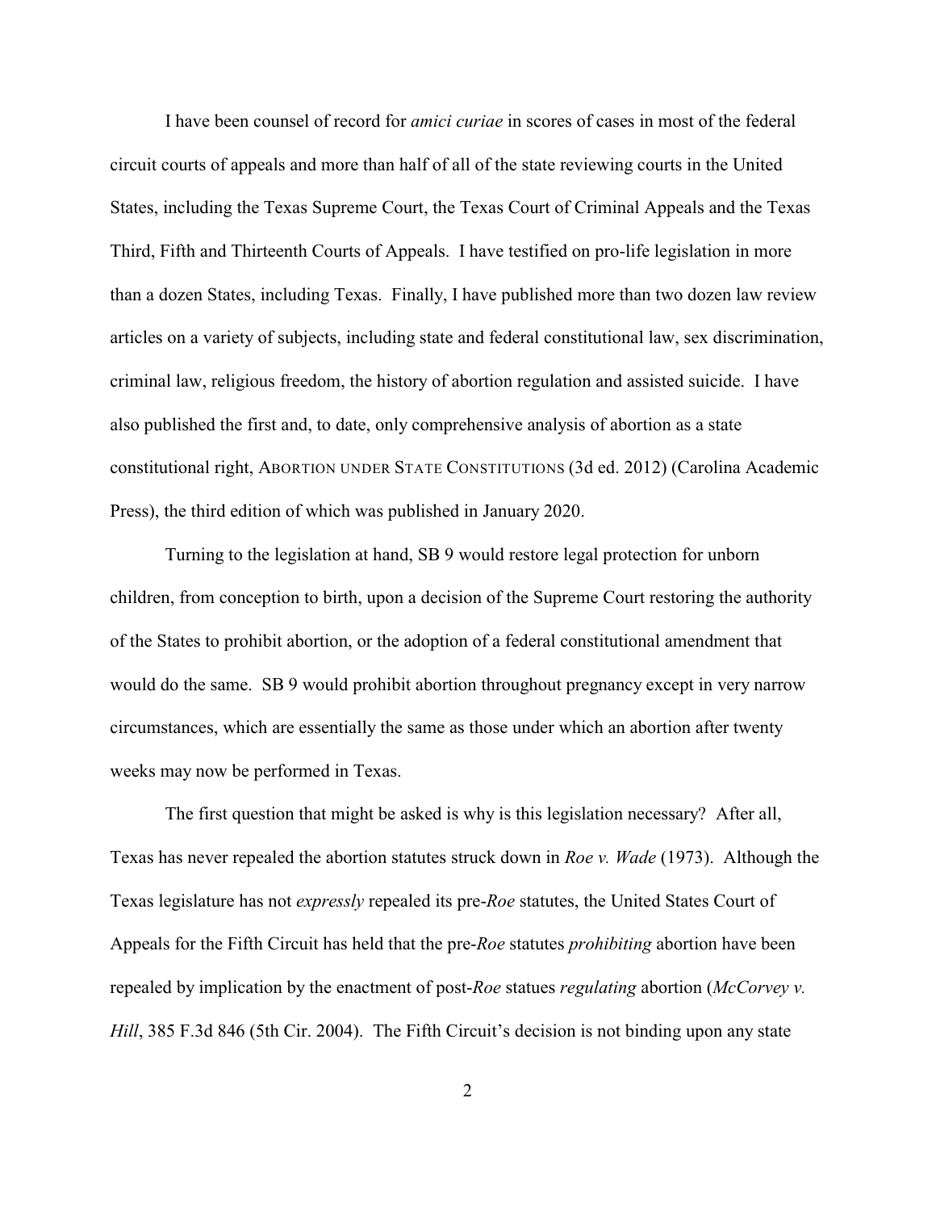I have been counsel of record for *amici curiae* in scores of cases in most of the federal circuit courts of appeals and more than half of all of the state reviewing courts in the United States, including the Texas Supreme Court, the Texas Court of Criminal Appeals and the Texas Third, Fifth and Thirteenth Courts of Appeals. I have testified on pro-life legislation in more than a dozen States, including Texas. Finally, I have published more than two dozen law review articles on a variety of subjects, including state and federal constitutional law, sex discrimination, criminal law, religious freedom, the history of abortion regulation and assisted suicide. I have also published the first and, to date, only comprehensive analysis of abortion as a state constitutional right, ABORTION UNDER STATE CONSTITUTIONS (3d ed. 2012) (Carolina Academic Press), the third edition of which was published in January 2020.

Turning to the legislation at hand, SB 9 would restore legal protection for unborn children, from conception to birth, upon a decision of the Supreme Court restoring the authority of the States to prohibit abortion, or the adoption of a federal constitutional amendment that would do the same. SB 9 would prohibit abortion throughout pregnancy except in very narrow circumstances, which are essentially the same as those under which an abortion after twenty weeks may now be performed in Texas.

The first question that might be asked is why is this legislation necessary? After all, Texas has never repealed the abortion statutes struck down in *Roe v. Wade* (1973). Although the Texas legislature has not *expressly* repealed its pre-*Roe* statutes, the United States Court of Appeals for the Fifth Circuit has held that the pre-*Roe* statutes *prohibiting* abortion have been repealed by implication by the enactment of post-*Roe* statues *regulating* abortion (*McCorvey v. Hill*, 385 F.3d 846 (5th Cir. 2004). The Fifth Circuit's decision is not binding upon any state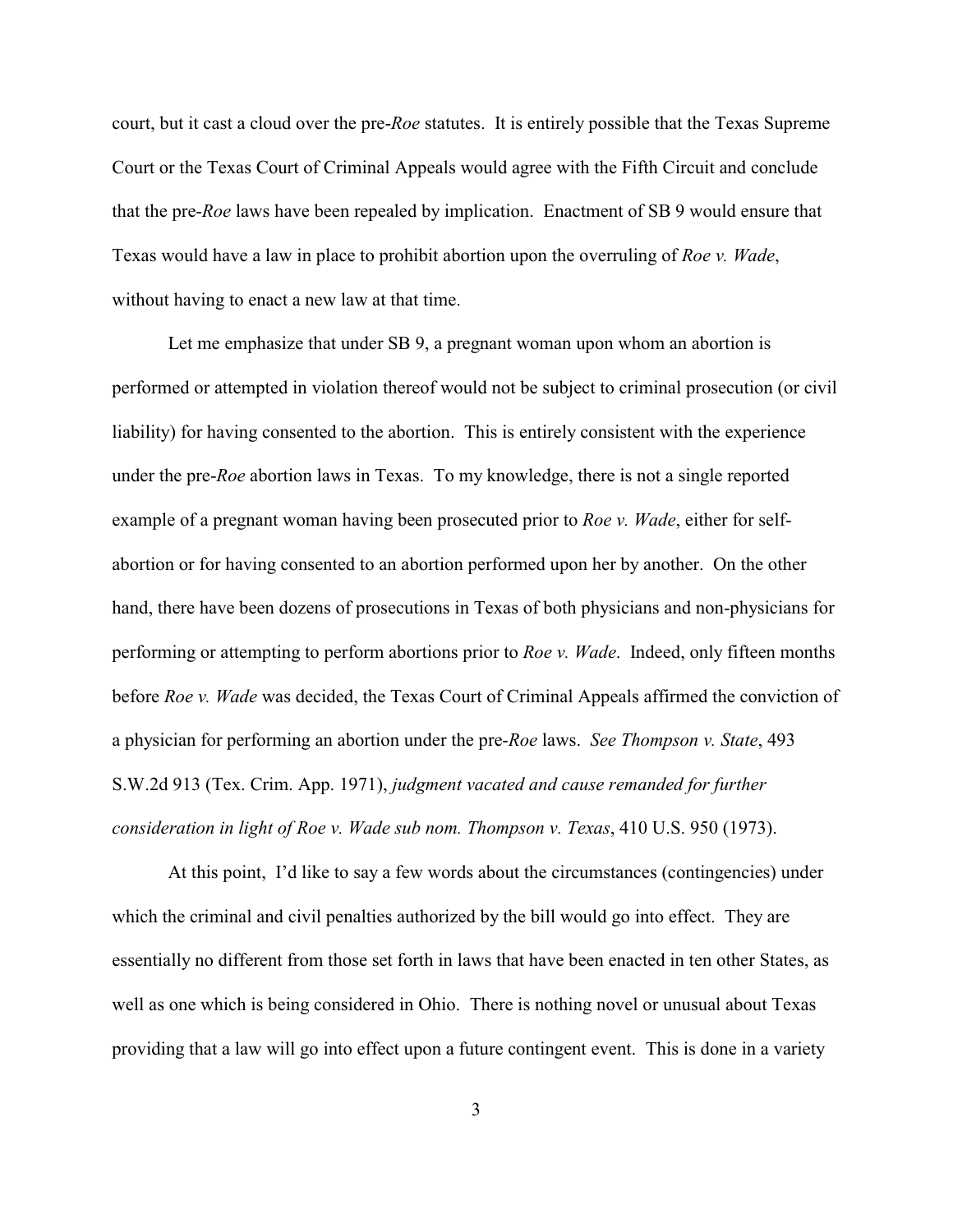court, but it cast a cloud over the pre-*Roe* statutes. It is entirely possible that the Texas Supreme Court or the Texas Court of Criminal Appeals would agree with the Fifth Circuit and conclude that the pre-*Roe* laws have been repealed by implication. Enactment of SB 9 would ensure that Texas would have a law in place to prohibit abortion upon the overruling of *Roe v. Wade*, without having to enact a new law at that time.

Let me emphasize that under SB 9, a pregnant woman upon whom an abortion is performed or attempted in violation thereof would not be subject to criminal prosecution (or civil liability) for having consented to the abortion. This is entirely consistent with the experience under the pre-*Roe* abortion laws in Texas. To my knowledge, there is not a single reported example of a pregnant woman having been prosecuted prior to *Roe v. Wade*, either for self-abortion or for having consented to an abortion performed upon her by another. On the other hand, there have been dozens of prosecutions in Texas of both physicians and non-physicians for performing or attempting to perform abortions prior to *Roe v. Wade*. Indeed, only fifteen months before *Roe v. Wade* was decided, the Texas Court of Criminal Appeals affirmed the conviction of a physician for performing an abortion under the pre-*Roe* laws. *See Thompson v. State*, 493 S.W.2d 913 (Tex. Crim. App. 1971), *judgment vacated and cause remanded for further consideration in light of Roe v. Wade sub nom. Thompson v. Texas*, 410 U.S. 950 (1973).

At this point, I'd like to say a few words about the circumstances (contingencies) under which the criminal and civil penalties authorized by the bill would go into effect. They are essentially no different from those set forth in laws that have been enacted in ten other States, as well as one which is being considered in Ohio. There is nothing novel or unusual about Texas providing that a law will go into effect upon a future contingent event. This is done in a variety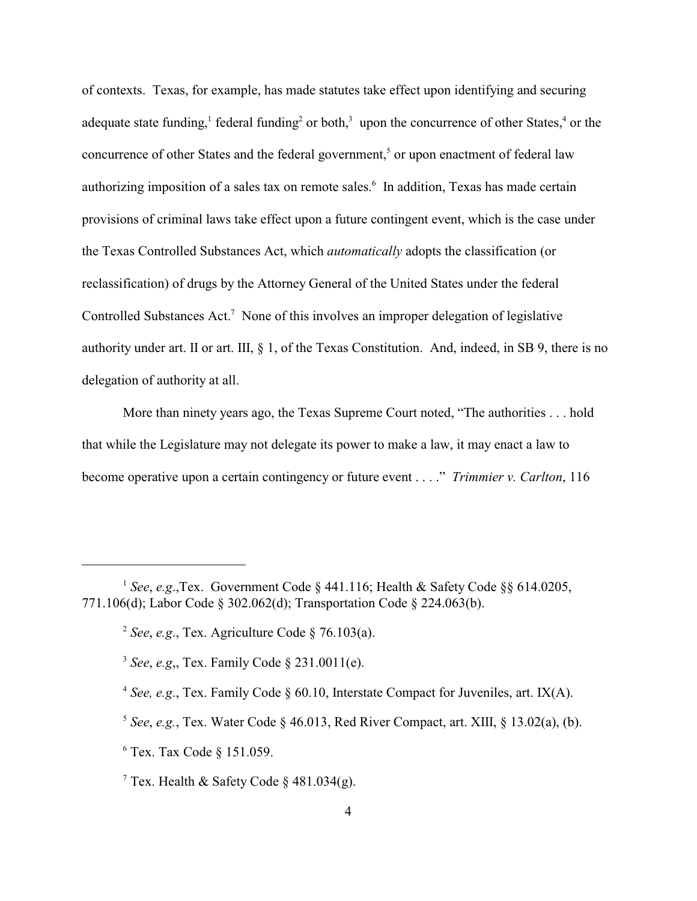of contexts. Texas, for example, has made statutes take effect upon identifying and securing adequate state funding,[1] federal funding[2] or both,[3] upon the concurrence of other States,[4] or the concurrence of other States and the federal government,[5] or upon enactment of federal law authorizing imposition of a sales tax on remote sales.[6] In addition, Texas has made certain provisions of criminal laws take effect upon a future contingent event, which is the case under the Texas Controlled Substances Act, which *automatically* adopts the classification (or reclassification) of drugs by the Attorney General of the United States under the federal Controlled Substances Act.[7] None of this involves an improper delegation of legislative authority under art. II or art. III, § 1, of the Texas Constitution. And, indeed, in SB 9, there is no delegation of authority at all.

More than ninety years ago, the Texas Supreme Court noted, "The authorities . . . hold that while the Legislature may not delegate its power to make a law, it may enact a law to become operative upon a certain contingency or future event . . . ." *Trimmier v. Carlton*, 116

---

[1] *See*, *e.g*.,Tex. Government Code § 441.116; Health & Safety Code §§ 614.0205, 771.106(d); Labor Code § 302.062(d); Transportation Code § 224.063(b).

[2] *See*, *e.g*., Tex. Agriculture Code § 76.103(a).

[3] *See*, *e.g*,, Tex. Family Code § 231.0011(e).

[4] *See, e.g*., Tex. Family Code § 60.10, Interstate Compact for Juveniles, art. IX(A).

[5] *See*, *e.g.*, Tex. Water Code § 46.013, Red River Compact, art. XIII, § 13.02(a), (b).

[6] Tex. Tax Code § 151.059.

[7] Tex. Health & Safety Code § 481.034(g).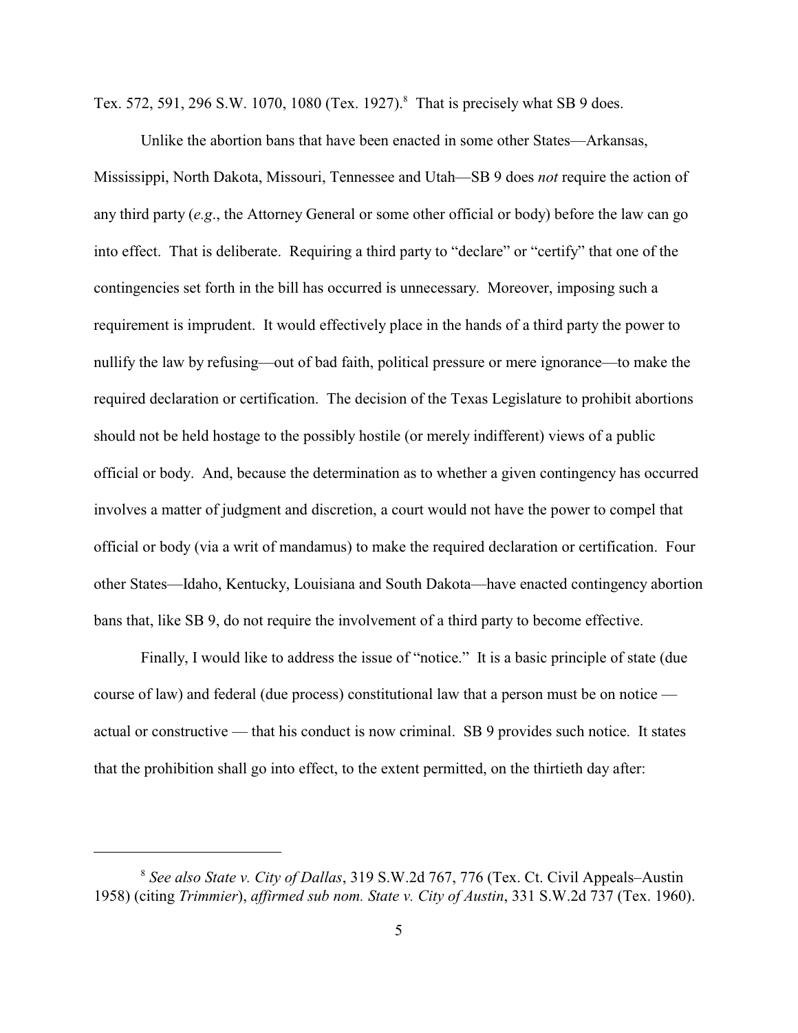Tex. 572, 591, 296 S.W. 1070, 1080 (Tex. 1927).[8] That is precisely what SB 9 does.

Unlike the abortion bans that have been enacted in some other States—Arkansas, Mississippi, North Dakota, Missouri, Tennessee and Utah—SB 9 does *not* require the action of any third party (*e.g*., the Attorney General or some other official or body) before the law can go into effect. That is deliberate. Requiring a third party to "declare" or "certify" that one of the contingencies set forth in the bill has occurred is unnecessary. Moreover, imposing such a requirement is imprudent. It would effectively place in the hands of a third party the power to nullify the law by refusing—out of bad faith, political pressure or mere ignorance—to make the required declaration or certification. The decision of the Texas Legislature to prohibit abortions should not be held hostage to the possibly hostile (or merely indifferent) views of a public official or body. And, because the determination as to whether a given contingency has occurred involves a matter of judgment and discretion, a court would not have the power to compel that official or body (via a writ of mandamus) to make the required declaration or certification. Four other States—Idaho, Kentucky, Louisiana and South Dakota—have enacted contingency abortion bans that, like SB 9, do not require the involvement of a third party to become effective.

Finally, I would like to address the issue of "notice." It is a basic principle of state (due course of law) and federal (due process) constitutional law that a person must be on notice — actual or constructive — that his conduct is now criminal. SB 9 provides such notice. It states that the prohibition shall go into effect, to the extent permitted, on the thirtieth day after:

---

[8] *See also State v. City of Dallas*, 319 S.W.2d 767, 776 (Tex. Ct. Civil Appeals–Austin 1958) (citing *Trimmier*), *affirmed sub nom. State v. City of Austin*, 331 S.W.2d 737 (Tex. 1960).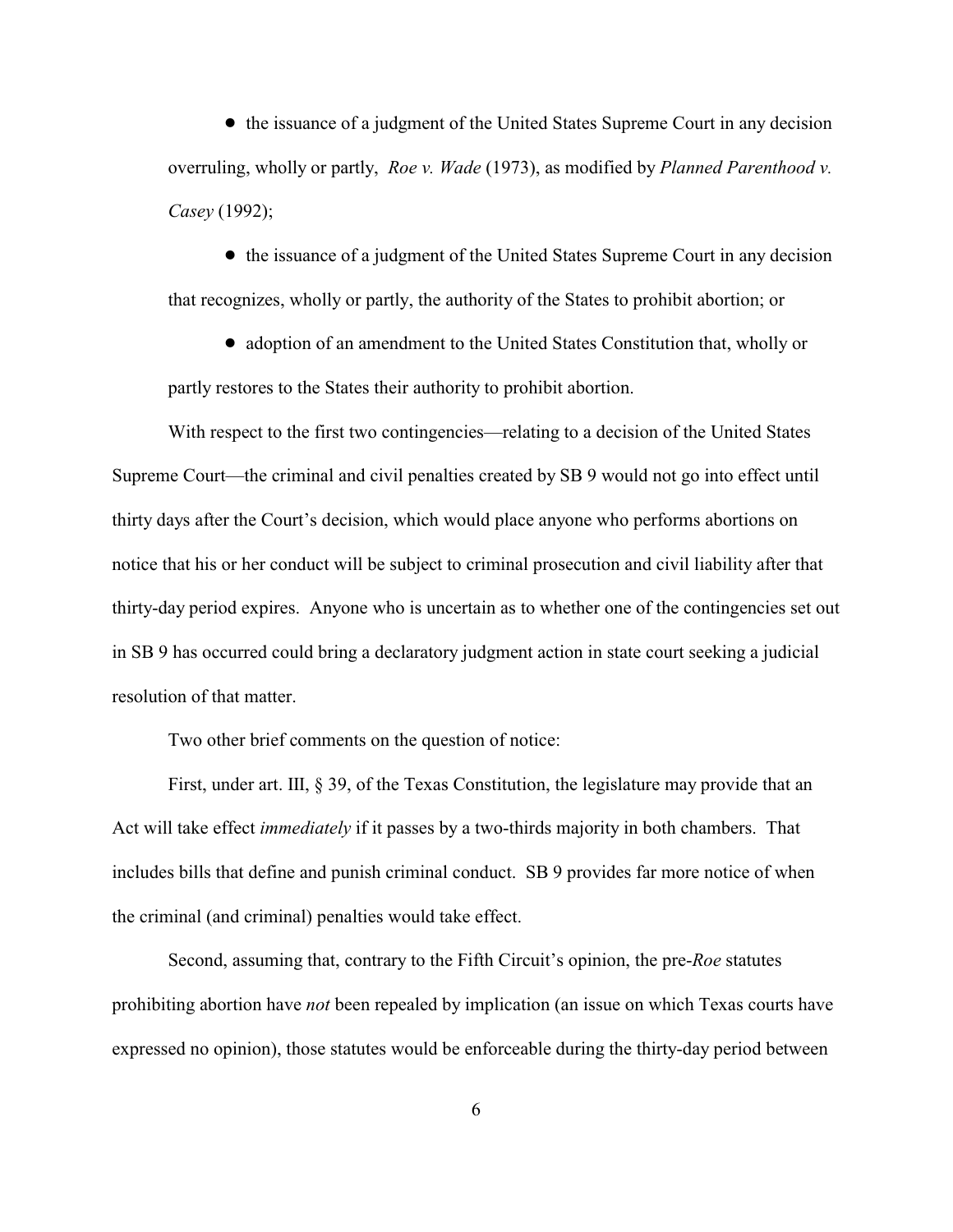- the issuance of a judgment of the United States Supreme Court in any decision overruling, wholly or partly, *Roe v. Wade* (1973), as modified by *Planned Parenthood v. Casey* (1992);

- the issuance of a judgment of the United States Supreme Court in any decision that recognizes, wholly or partly, the authority of the States to prohibit abortion; or

- adoption of an amendment to the United States Constitution that, wholly or partly restores to the States their authority to prohibit abortion.

With respect to the first two contingencies—relating to a decision of the United States Supreme Court—the criminal and civil penalties created by SB 9 would not go into effect until thirty days after the Court's decision, which would place anyone who performs abortions on notice that his or her conduct will be subject to criminal prosecution and civil liability after that thirty-day period expires. Anyone who is uncertain as to whether one of the contingencies set out in SB 9 has occurred could bring a declaratory judgment action in state court seeking a judicial resolution of that matter.

Two other brief comments on the question of notice:

First, under art. III, § 39, of the Texas Constitution, the legislature may provide that an Act will take effect *immediately* if it passes by a two-thirds majority in both chambers. That includes bills that define and punish criminal conduct. SB 9 provides far more notice of when the criminal (and criminal) penalties would take effect.

Second, assuming that, contrary to the Fifth Circuit's opinion, the pre-*Roe* statutes prohibiting abortion have *not* been repealed by implication (an issue on which Texas courts have expressed no opinion), those statutes would be enforceable during the thirty-day period between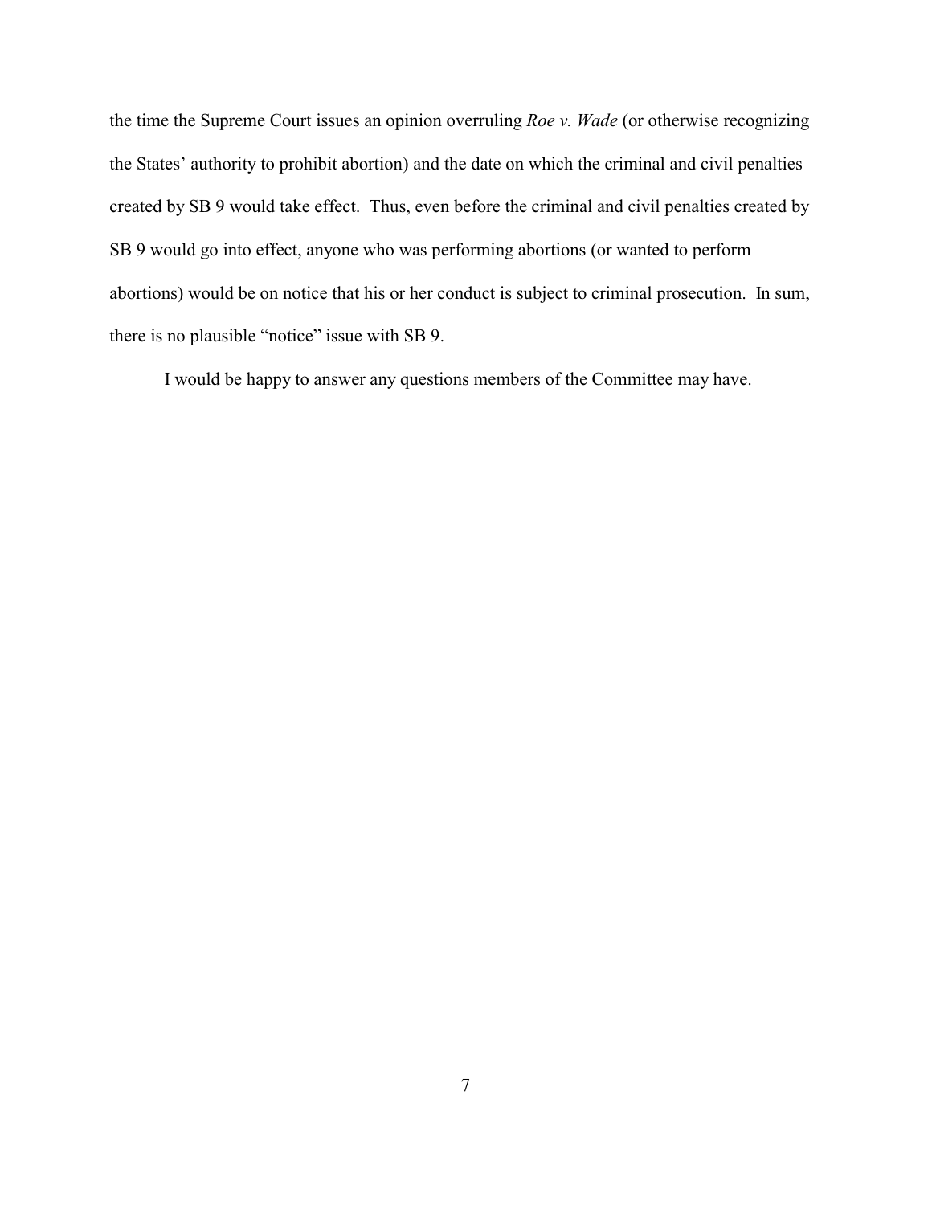the time the Supreme Court issues an opinion overruling *Roe v. Wade* (or otherwise recognizing the States' authority to prohibit abortion) and the date on which the criminal and civil penalties created by SB 9 would take effect. Thus, even before the criminal and civil penalties created by SB 9 would go into effect, anyone who was performing abortions (or wanted to perform abortions) would be on notice that his or her conduct is subject to criminal prosecution. In sum, there is no plausible "notice" issue with SB 9.

I would be happy to answer any questions members of the Committee may have.